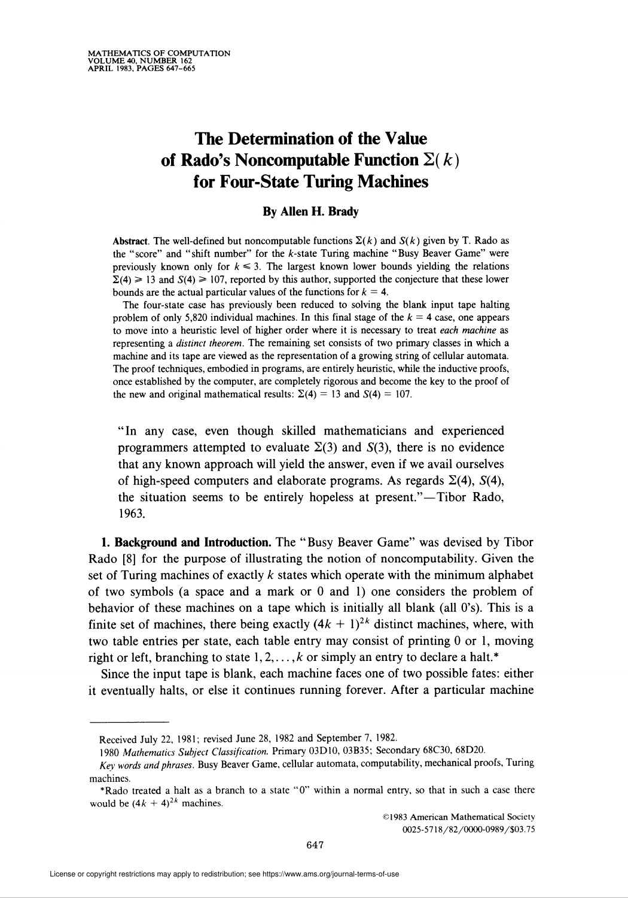# The Determination of the Value of Rado's Noncomputable Function $\Sigma(k)$ for Four-State Turing Machines

**By Allen H. Brady**

**Abstract.** The well-defined but noncomputable functions $\Sigma(k)$ and $S(k)$ given by T. Rado as the "score" and "shift number" for the $k$-state Turing machine "Busy Beaver Game" were previously known only for $k \leqslant 3$. The largest known lower bounds yielding the relations $\Sigma(4) \geqslant 13$ and $S(4) \geqslant 107$, reported by this author, supported the conjecture that these lower bounds are the actual particular values of the functions for $k = 4$.

The four-state case has previously been reduced to solving the blank input tape halting problem of only 5,820 individual machines. In this final stage of the $k = 4$ case, one appears to move into a heuristic level of higher order where it is necessary to treat *each machine* as representing a *distinct theorem*. The remaining set consists of two primary classes in which a machine and its tape are viewed as the representation of a growing string of cellular automata. The proof techniques, embodied in programs, are entirely heuristic, while the inductive proofs, once established by the computer, are completely rigorous and become the key to the proof of the new and original mathematical results: $\Sigma(4) = 13$ and $S(4) = 107$.

> "In any case, even though skilled mathematicians and experienced programmers attempted to evaluate $\Sigma(3)$ and $S(3)$, there is no evidence that any known approach will yield the answer, even if we avail ourselves of high-speed computers and elaborate programs. As regards $\Sigma(4)$, $S(4)$, the situation seems to be entirely hopeless at present."—Tibor Rado, 1963.

**1. Background and Introduction.** The "Busy Beaver Game" was devised by Tibor Rado [8] for the purpose of illustrating the notion of noncomputability. Given the set of Turing machines of exactly $k$ states which operate with the minimum alphabet of two symbols (a space and a mark or 0 and 1) one considers the problem of behavior of these machines on a tape which is initially all blank (all 0's). This is a finite set of machines, there being exactly $(4k + 1)^{2k}$ distinct machines, where, with two table entries per state, each table entry may consist of printing 0 or 1, moving right or left, branching to state $1, 2, \ldots, k$ or simply an entry to declare a halt.*

Since the input tape is blank, each machine faces one of two possible fates: either it eventually halts, or else it continues running forever. After a particular machine

---

Received July 22, 1981; revised June 28, 1982 and September 7, 1982.

1980 *Mathematics Subject Classification.* Primary 03D10, 03B35; Secondary 68C30, 68D20.

*Key words and phrases.* Busy Beaver Game, cellular automata, computability, mechanical proofs, Turing machines.

*Rado treated a halt as a branch to a state "0" within a normal entry, so that in such a case there would be $(4k + 4)^{2k}$ machines.

©1983 American Mathematical Society
0025-5718/82/0000-0989/$03.75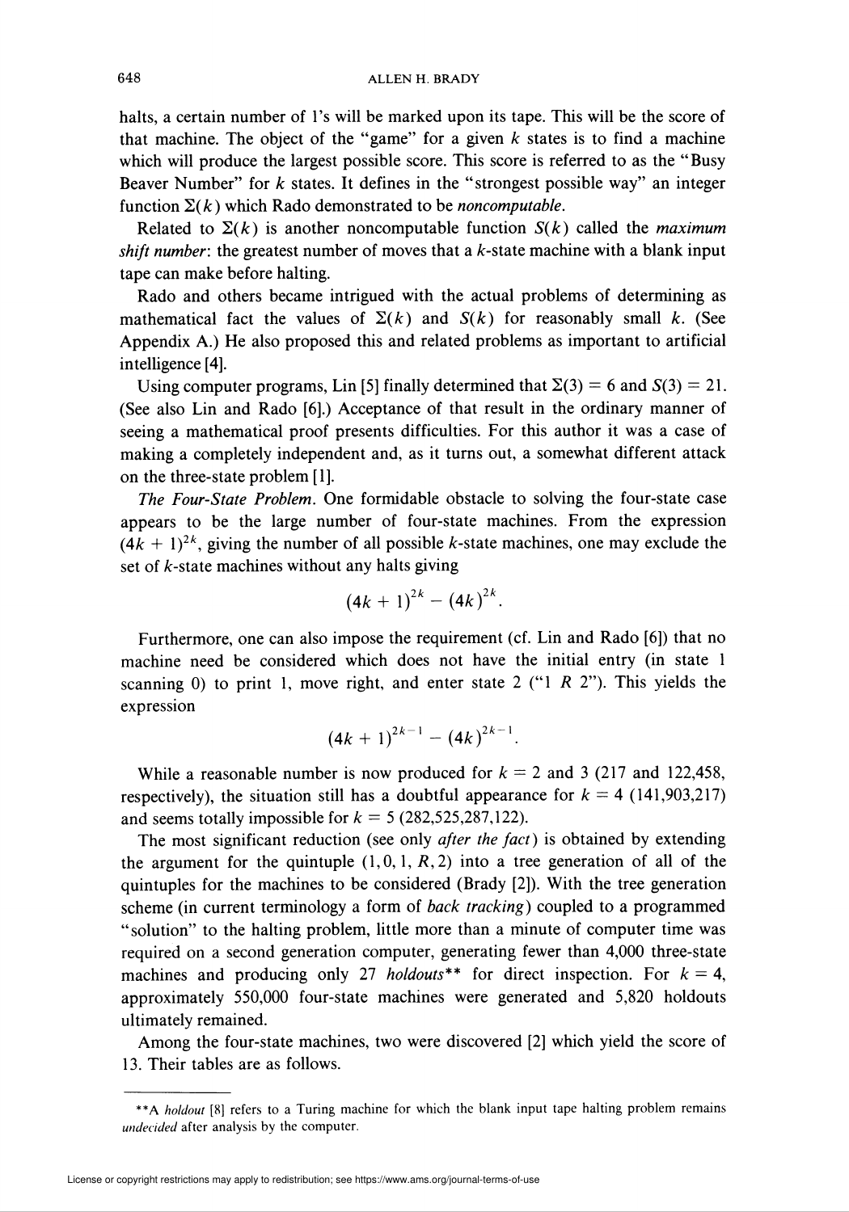halts, a certain number of 1's will be marked upon its tape. This will be the score of that machine. The object of the "game" for a given $k$ states is to find a machine which will produce the largest possible score. This score is referred to as the "Busy Beaver Number" for $k$ states. It defines in the "strongest possible way" an integer function $\Sigma(k)$ which Rado demonstrated to be *noncomputable*.

Related to $\Sigma(k)$ is another noncomputable function $S(k)$ called the *maximum shift number*: the greatest number of moves that a $k$-state machine with a blank input tape can make before halting.

Rado and others became intrigued with the actual problems of determining as mathematical fact the values of $\Sigma(k)$ and $S(k)$ for reasonably small $k$. (See Appendix A.) He also proposed this and related problems as important to artificial intelligence [4].

Using computer programs, Lin [5] finally determined that $\Sigma(3) = 6$ and $S(3) = 21$. (See also Lin and Rado [6].) Acceptance of that result in the ordinary manner of seeing a mathematical proof presents difficulties. For this author it was a case of making a completely independent and, as it turns out, a somewhat different attack on the three-state problem [1].

*The Four-State Problem.* One formidable obstacle to solving the four-state case appears to be the large number of four-state machines. From the expression $(4k + 1)^{2k}$, giving the number of all possible $k$-state machines, one may exclude the set of $k$-state machines without any halts giving

$$(4k + 1)^{2k} - (4k)^{2k}.$$

Furthermore, one can also impose the requirement (cf. Lin and Rado [6]) that no machine need be considered which does not have the initial entry (in state 1 scanning 0) to print 1, move right, and enter state 2 ("1 $R$ 2"). This yields the expression

$$(4k + 1)^{2k-1} - (4k)^{2k-1}.$$

While a reasonable number is now produced for $k = 2$ and 3 (217 and 122,458, respectively), the situation still has a doubtful appearance for $k = 4$ (141,903,217) and seems totally impossible for $k = 5$ (282,525,287,122).

The most significant reduction (see only *after the fact*) is obtained by extending the argument for the quintuple $(1, 0, 1, R, 2)$ into a tree generation of all of the quintuples for the machines to be considered (Brady [2]). With the tree generation scheme (in current terminology a form of *back tracking*) coupled to a programmed "solution" to the halting problem, little more than a minute of computer time was required on a second generation computer, generating fewer than 4,000 three-state machines and producing only 27 *holdouts*** for direct inspection. For $k = 4$, approximately 550,000 four-state machines were generated and 5,820 holdouts ultimately remained.

Among the four-state machines, two were discovered [2] which yield the score of 13. Their tables are as follows.

---

**A *holdout* [8] refers to a Turing machine for which the blank input tape halting problem remains *undecided* after analysis by the computer.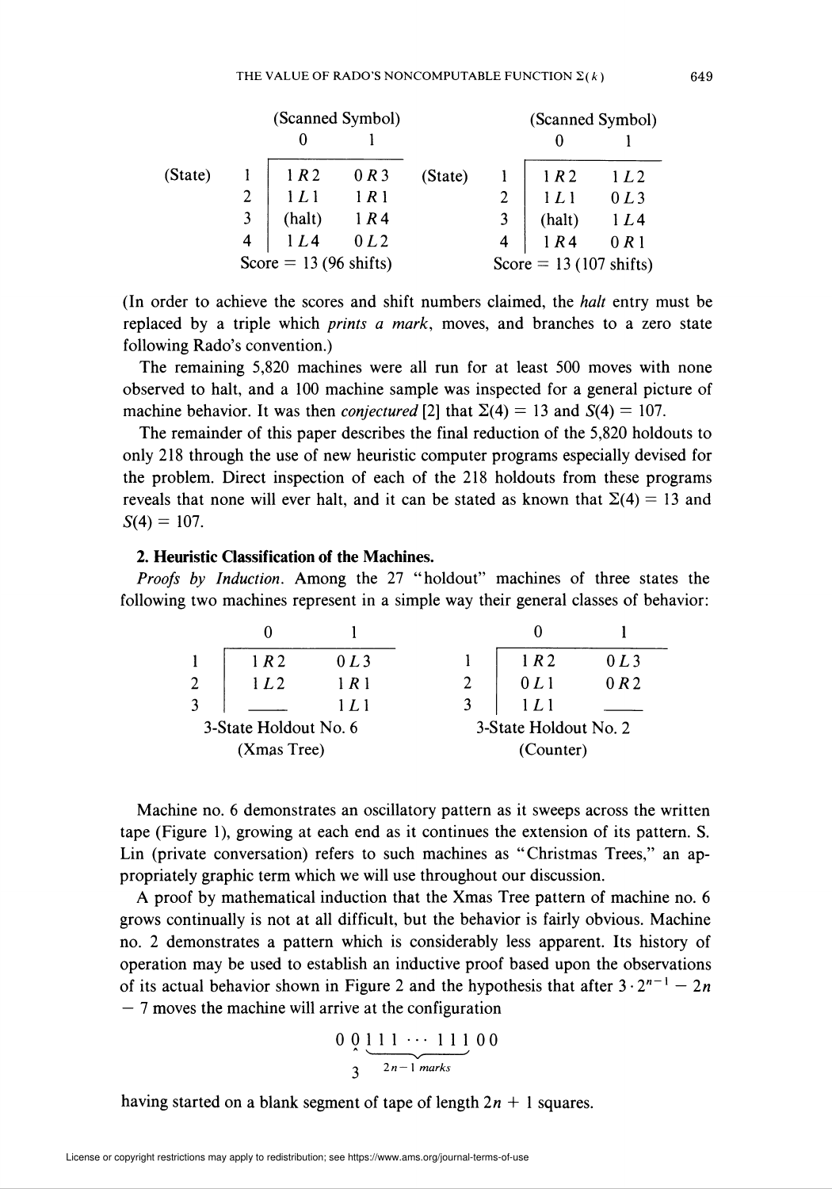| (State) | (Scanned Symbol) 0 | 1 |
|---|---|---|
| 1 | 1 *R* 2 | 0 *R* 3 |
| 2 | 1 *L* 1 | 1 *R* 1 |
| 3 | (halt) | 1 *R* 4 |
| 4 | 1 *L* 4 | 0 *L* 2 |

Score = 13 (96 shifts)

| (State) | (Scanned Symbol) 0 | 1 |
|---|---|---|
| 1 | 1 *R* 2 | 1 *L* 2 |
| 2 | 1 *L* 1 | 0 *L* 3 |
| 3 | (halt) | 1 *L* 4 |
| 4 | 1 *R* 4 | 0 *R* 1 |

Score = 13 (107 shifts)

(In order to achieve the scores and shift numbers claimed, the *halt* entry must be replaced by a triple which *prints a mark*, moves, and branches to a zero state following Rado's convention.)

The remaining 5,820 machines were all run for at least 500 moves with none observed to halt, and a 100 machine sample was inspected for a general picture of machine behavior. It was then *conjectured* [2] that $\Sigma(4) = 13$ and $S(4) = 107$.

The remainder of this paper describes the final reduction of the 5,820 holdouts to only 218 through the use of new heuristic computer programs especially devised for the problem. Direct inspection of each of the 218 holdouts from these programs reveals that none will ever halt, and it can be stated as known that $\Sigma(4) = 13$ and $S(4) = 107$.

**2. Heuristic Classification of the Machines.**

*Proofs by Induction.* Among the 27 "holdout" machines of three states the following two machines represent in a simple way their general classes of behavior:

| | 0 | 1 |
|---|---|---|
| 1 | 1 *R* 2 | 0 *L* 3 |
| 2 | 1 *L* 2 | 1 *R* 1 |
| 3 | —— | 1 *L* 1 |

3-State Holdout No. 6
(Xmas Tree)

| | 0 | 1 |
|---|---|---|
| 1 | 1 *R* 2 | 0 *L* 3 |
| 2 | 0 *L* 1 | 0 *R* 2 |
| 3 | 1 *L* 1 | —— |

3-State Holdout No. 2
(Counter)

Machine no. 6 demonstrates an oscillatory pattern as it sweeps across the written tape (Figure 1), growing at each end as it continues the extension of its pattern. S. Lin (private conversation) refers to such machines as "Christmas Trees," an appropriately graphic term which we will use throughout our discussion.

A proof by mathematical induction that the Xmas Tree pattern of machine no. 6 grows continually is not at all difficult, but the behavior is fairly obvious. Machine no. 2 demonstrates a pattern which is considerably less apparent. Its history of operation may be used to establish an inductive proof based upon the observations of its actual behavior shown in Figure 2 and the hypothesis that after $3 \cdot 2^{n-1} - 2n - 7$ moves the machine will arrive at the configuration

$$0\ \underset{3}{\overset{\wedge}{0}}\ \underbrace{1\,1\,1\ \cdots\ 1\,1\,1}_{2n-1\ \text{marks}}\ 0\ 0$$

having started on a blank segment of tape of length $2n + 1$ squares.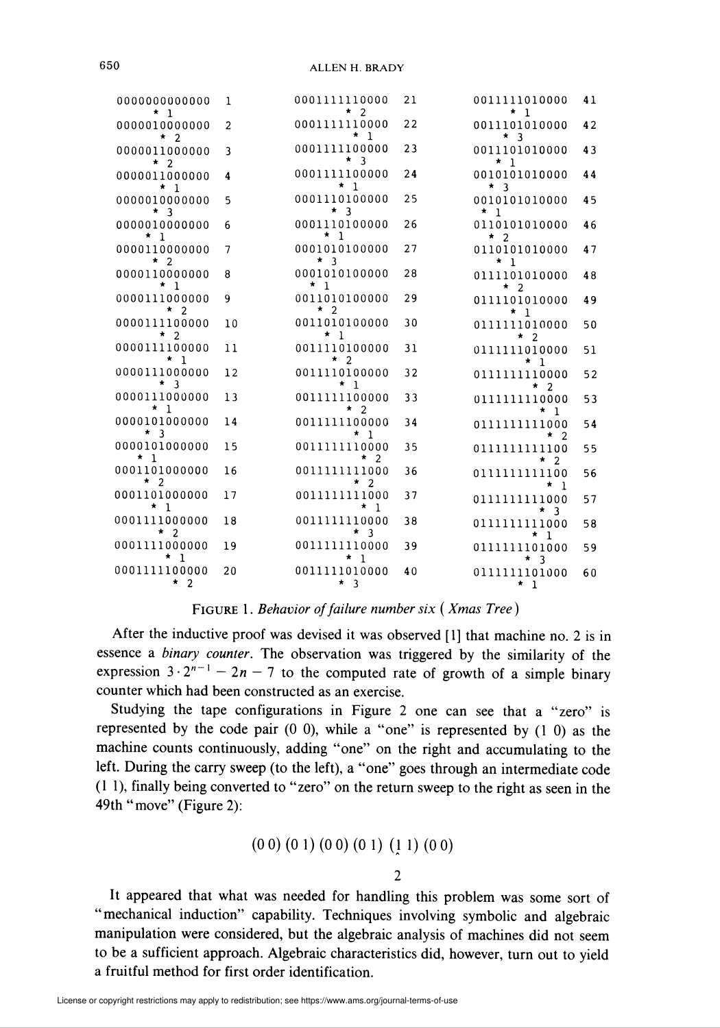```
0000000000000   1
      * 1
0000010000000   2
       * 2
0000011000000   3
     * 2
0000011000000   4
      * 1
0000010000000   5
       * 3
0000010000000   6
      * 1
0000110000000   7
     * 2
0000110000000   8
      * 1
0000111000000   9
       * 2
0000111100000  10
       * 2
0000111100000  11
       * 1
0000111000000  12
      * 3
0000111000000  13
      * 1
0000101000000  14
     * 3
0000101000000  15
    * 1
0001101000000  16
     * 2
0001101000000  17
     * 1
0001111000000  18
     * 2
0001111000000  19
      * 1
0001111100000  20
       * 2
0001111110000  21
    * 2
0001111110000  22
    * 1
0001111100000  23
     * 3
0001111100000  24
    * 1
0001110100000  25
   * 3
0001110100000  26
    * 1
0001010100000  27
   * 3
0001010100000  28
  * 1
0011010100000  29
   * 2
0011010100000  30
    * 1
0011110100000  31
     * 2
0011110100000  32
    * 1
0011111100000  33
      * 2
0011111100000  34
       * 1
0011111110000  35
        * 2
0011111111000  36
        * 2
0011111111000  37
        * 1
0011111110000  38
       * 3
0011111110000  39
      * 1
0011111010000  40
     * 3
0011111010000  41
     * 1
0011101010000  42
    * 3
0011101010000  43
   * 1
0010101010000  44
   * 3
0010101010000  45
 * 1
0110101010000  46
  * 2
0110101010000  47
   * 1
0111101010000  48
    * 2
0111101010000  49
     * 1
0111111010000  50
      * 2
0111111010000  51
        * 1
0111111110000  52
         * 2
0111111110000  53
          * 1
0111111111000  54
           * 2
0111111111100  55
           * 2
0111111111100  56
            * 1
0111111111000  57
           * 3
0111111111000  58
          * 1
0111111101000  59
         * 3
0111111101000  60
         * 1
```

FIGURE 1. *Behavior of failure number six (Xmas Tree)*

After the inductive proof was devised it was observed [1] that machine no. 2 is in essence a *binary counter*. The observation was triggered by the similarity of the expression $3 \cdot 2^{n-1} - 2n - 7$ to the computed rate of growth of a simple binary counter which had been constructed as an exercise.

Studying the tape configurations in Figure 2 one can see that a "zero" is represented by the code pair (0 0), while a "one" is represented by (1 0) as the machine counts continuously, adding "one" on the right and accumulating to the left. During the carry sweep (to the left), a "one" goes through an intermediate code (1 1), finally being converted to "zero" on the return sweep to the right as seen in the 49th "move" (Figure 2):

$$(0\,0)\,(0\,1)\,(0\,0)\,(0\,1)\,(\underset{\substack{\wedge \\ 2}}{1}\,1)\,(0\,0)$$

It appeared that what was needed for handling this problem was some sort of "mechanical induction" capability. Techniques involving symbolic and algebraic manipulation were considered, but the algebraic analysis of machines did not seem to be a sufficient approach. Algebraic characteristics did, however, turn out to yield a fruitful method for first order identification.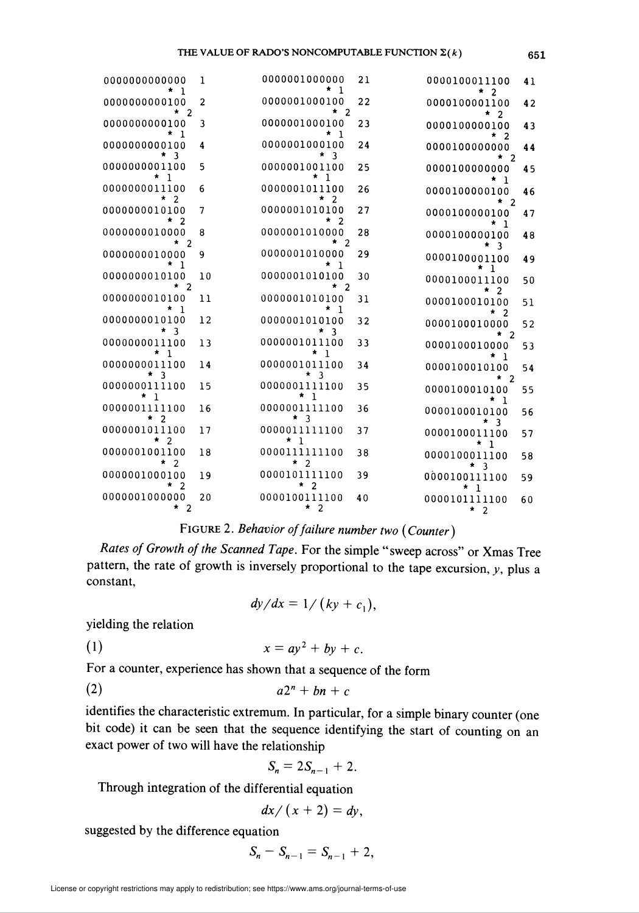```
0000000000000  1
           * 1
0000000000100  2
            * 2
0000000000100  3
           * 1
0000000000100  4
            * 3
0000000001100  5
          * 1
0000000011100  6
         * 2
0000000010100  7
          * 2
0000000010000  8
        * 2
0000000010000  9
         * 1
0000000010100  10
          * 2
0000000010100  11
           * 1
0000000010100  12
            * 3
0000000011100  13
           * 1
0000000011100  14
          * 3
0000000111100  15
         * 1
0000001111100  16
        * 2
0000001011100  17
         * 2
0000001001100  18
          * 2
0000001000100  19
           * 2
0000001000000  20
            * 2
0000001000000  21
           * 1
0000001000100  22
            * 2
0000001000100  23
           * 1
0000001000100  24
            * 3
0000001001100  25
          * 1
0000001011100  26
         * 2
0000001010100  27
          * 2
0000001010000  28
        * 2
0000001010000  29
         * 1
0000001010100  30
          * 2
0000001010100  31
           * 1
0000001010100  32
            * 3
0000001011100  33
           * 1
0000001011100  34
          * 3
0000001111100  35
         * 1
0000001111100  36
        * 3
0000011111100  37
       * 1
0000111111100  38
      * 2
0000101111100  39
       * 2
0000100111100  40
        * 2
0000100011100  41
         * 2
0000100001100  42
          * 2
0000100000100  43
           * 2
0000100000000  44
            * 2
0000100000000  45
             * 1
0000100000100  46
            * 2
0000100000100  47
           * 1
0000100000100  48
          * 3
0000100001100  49
         * 1
0000100011100  50
          * 2
0000100010100  51
           * 2
0000100010000  52
            * 2
0000100010000  53
           * 1
0000100010100  54
           * 2
0000100010100  55
           * 1
0000100010100  56
          * 3
0000100011100  57
         * 1
0000100011100  58
        * 3
0000100111100  59
       * 1
0000101111100  60
      * 2
```

FIGURE 2. *Behavior of failure number two (Counter)*

*Rates of Growth of the Scanned Tape.* For the simple "sweep across" or Xmas Tree pattern, the rate of growth is inversely proportional to the tape excursion, $y$, plus a constant,

$$dy/dx = 1/(ky + c_1),$$

yielding the relation

$$x = ay^2 + by + c. \tag{1}$$

For a counter, experience has shown that a sequence of the form

$$a2^n + bn + c \tag{2}$$

identifies the characteristic extremum. In particular, for a simple binary counter (one bit code) it can be seen that the sequence identifying the start of counting on an exact power of two will have the relationship

$$S_n = 2S_{n-1} + 2.$$

Through integration of the differential equation

$$dx/(x+2) = dy,$$

suggested by the difference equation

$$S_n - S_{n-1} = S_{n-1} + 2,$$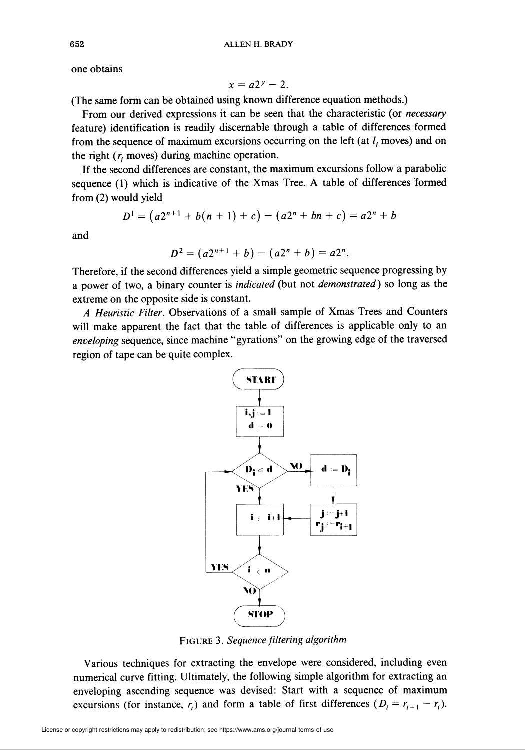one obtains

$$x = a2^y - 2.$$

(The same form can be obtained using known difference equation methods.)

From our derived expressions it can be seen that the characteristic (or *necessary* feature) identification is readily discernable through a table of differences formed from the sequence of maximum excursions occurring on the left (at $l_i$ moves) and on the right ($r_i$ moves) during machine operation.

If the second differences are constant, the maximum excursions follow a parabolic sequence (1) which is indicative of the Xmas Tree. A table of differences formed from (2) would yield

$$D^1 = \left(a2^{n+1} + b(n+1) + c\right) - \left(a2^n + bn + c\right) = a2^n + b$$

and

$$D^2 = \left(a2^{n+1} + b\right) - \left(a2^n + b\right) = a2^n.$$

Therefore, if the second differences yield a simple geometric sequence progressing by a power of two, a binary counter is *indicated* (but not *demonstrated*) so long as the extreme on the opposite side is constant.

*A Heuristic Filter.* Observations of a small sample of Xmas Trees and Counters will make apparent the fact that the table of differences is applicable only to an *enveloping* sequence, since machine "gyrations" on the growing edge of the traversed region of tape can be quite complex.

```
START
  |
i,j := 1
d := 0
  |
  v
D_i <= d ? --NO--> d := D_i
  | YES              |
  v                  v
i := i+1  <------- j := j+1
  |                r_j := r_{i+1}
  v
i < n ? --YES--> (back to D_i <= d)
  | NO
  v
STOP
```

FIGURE 3. *Sequence filtering algorithm*

Various techniques for extracting the envelope were considered, including even numerical curve fitting. Ultimately, the following simple algorithm for extracting an enveloping ascending sequence was devised: Start with a sequence of maximum excursions (for instance, $r_i$) and form a table of first differences ($D_i = r_{i+1} - r_i$).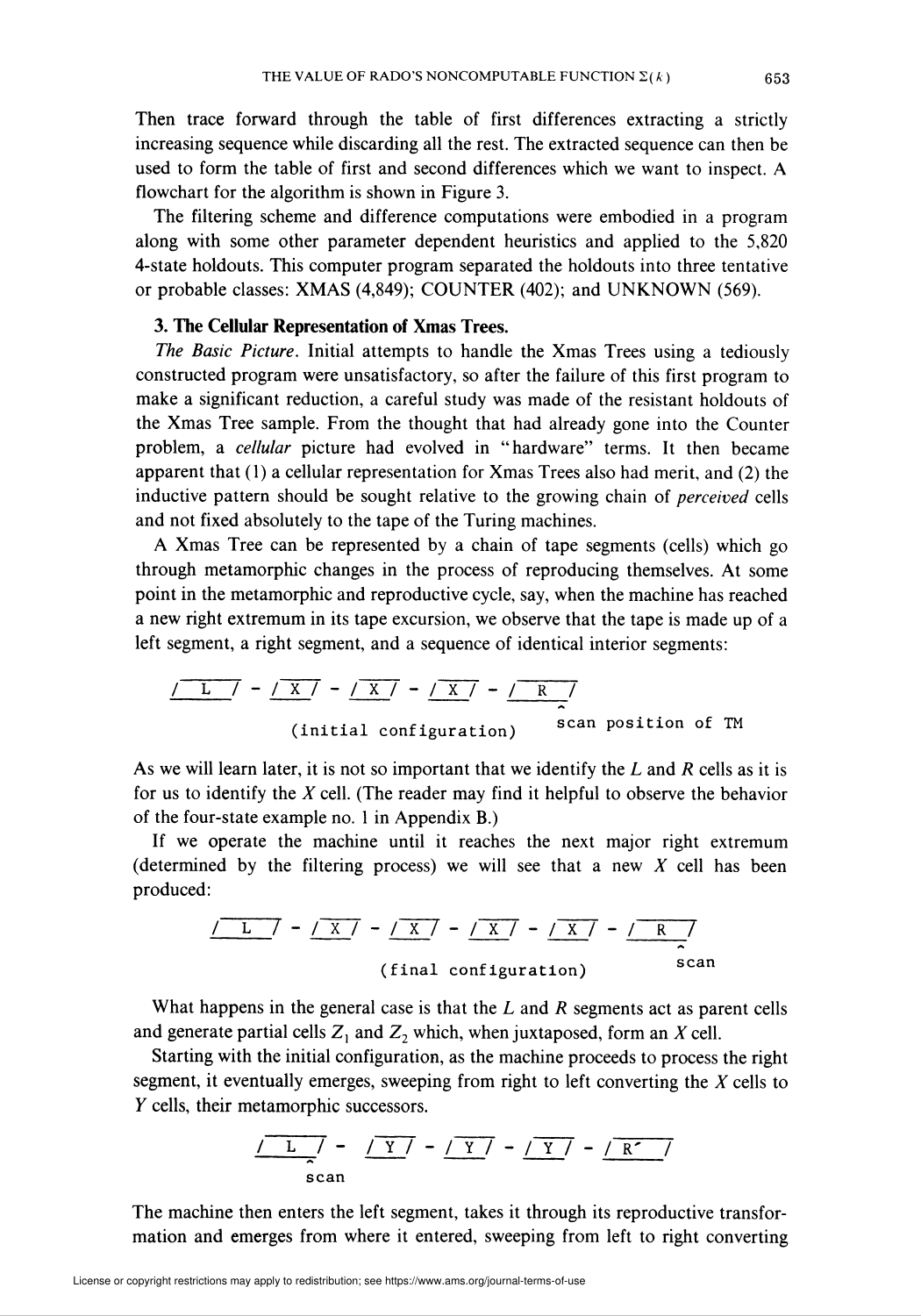Then trace forward through the table of first differences extracting a strictly increasing sequence while discarding all the rest. The extracted sequence can then be used to form the table of first and second differences which we want to inspect. A flowchart for the algorithm is shown in Figure 3.

The filtering scheme and difference computations were embodied in a program along with some other parameter dependent heuristics and applied to the 5,820 4-state holdouts. This computer program separated the holdouts into three tentative or probable classes: XMAS (4,849); COUNTER (402); and UNKNOWN (569).

### 3. The Cellular Representation of Xmas Trees.

*The Basic Picture*. Initial attempts to handle the Xmas Trees using a tediously constructed program were unsatisfactory, so after the failure of this first program to make a significant reduction, a careful study was made of the resistant holdouts of the Xmas Tree sample. From the thought that had already gone into the Counter problem, a *cellular* picture had evolved in "hardware" terms. It then became apparent that (1) a cellular representation for Xmas Trees also had merit, and (2) the inductive pattern should be sought relative to the growing chain of *perceived* cells and not fixed absolutely to the tape of the Turing machines.

A Xmas Tree can be represented by a chain of tape segments (cells) which go through metamorphic changes in the process of reproducing themselves. At some point in the metamorphic and reproductive cycle, say, when the machine has reached a new right extremum in its tape excursion, we observe that the tape is made up of a left segment, a right segment, and a sequence of identical interior segments:

```
/ L / - / X / - / X / - / X / - / R /
                                   ^
        (initial configuration)   scan position of TM
```

As we will learn later, it is not so important that we identify the $L$ and $R$ cells as it is for us to identify the $X$ cell. (The reader may find it helpful to observe the behavior of the four-state example no. 1 in Appendix B.)

If we operate the machine until it reaches the next major right extremum (determined by the filtering process) we will see that a new $X$ cell has been produced:

```
/ L / - / X / - / X / - / X / - / X / - / R /
                                          ^
              (final configuration)      scan
```

What happens in the general case is that the $L$ and $R$ segments act as parent cells and generate partial cells $Z_1$ and $Z_2$ which, when juxtaposed, form an $X$ cell.

Starting with the initial configuration, as the machine proceeds to process the right segment, it eventually emerges, sweeping from right to left converting the $X$ cells to $Y$ cells, their metamorphic successors.

```
/ L / -  / Y / - / Y / - / Y / - / R' /
   ^
  scan
```

The machine then enters the left segment, takes it through its reproductive transformation and emerges from where it entered, sweeping from left to right converting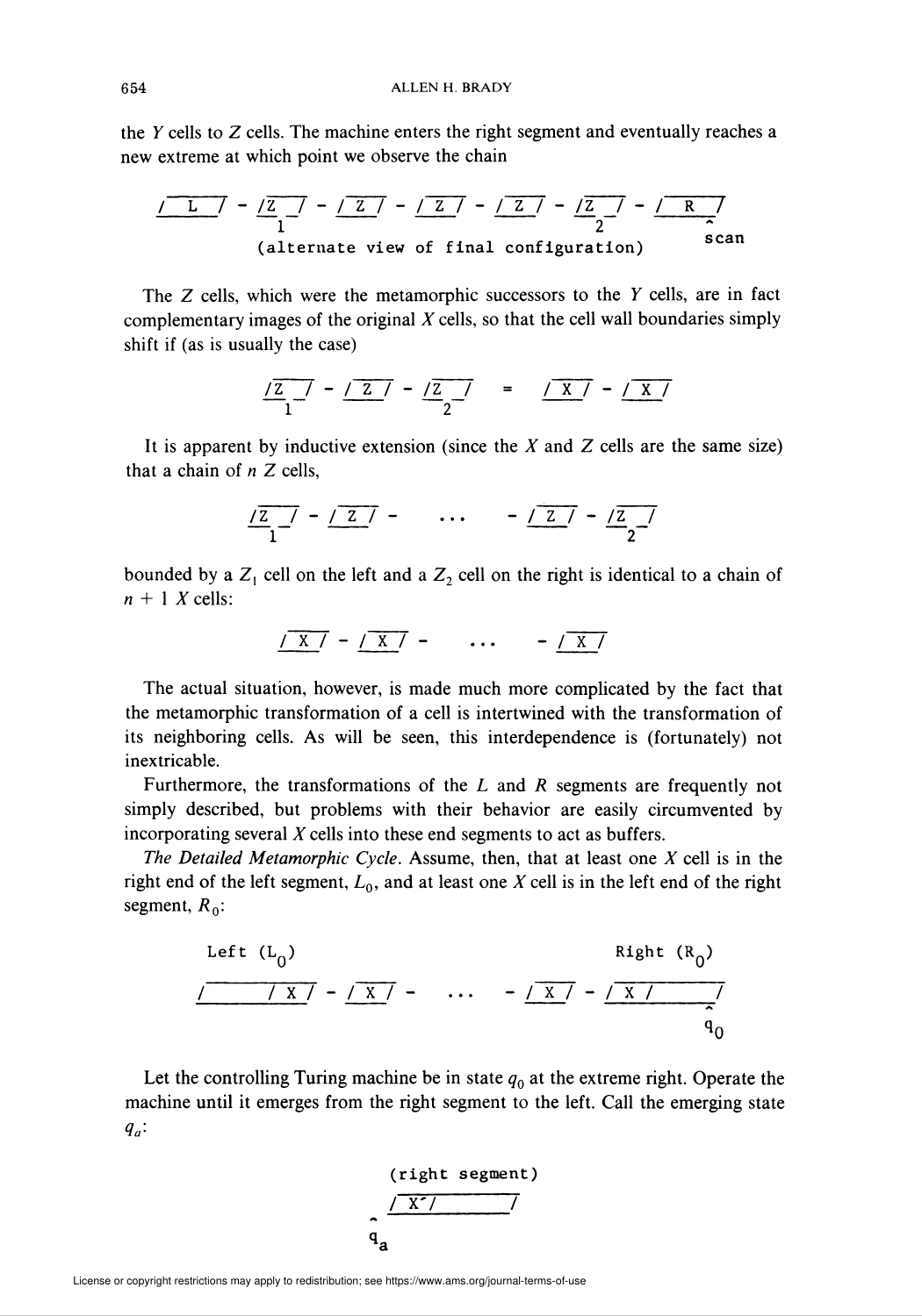the $Y$ cells to $Z$ cells. The machine enters the right segment and eventually reaches a new extreme at which point we observe the chain

```
/‾‾L‾‾/ - /Z‾‾/ - /‾Z‾/ - /‾Z‾/ - /‾Z‾/ - /Z‾‾/ - /‾‾R‾‾/
          1                                2          ^
          (alternate view of final configuration)    scan
```

The $Z$ cells, which were the metamorphic successors to the $Y$ cells, are in fact complementary images of the original $X$ cells, so that the cell wall boundaries simply shift if (as is usually the case)

```
/Z‾‾/ - /‾Z‾/ - /Z‾‾/   =   /‾X‾/ - /‾X‾/
 1               2
```

It is apparent by inductive extension (since the $X$ and $Z$ cells are the same size) that a chain of $n$ $Z$ cells,

```
/Z‾‾/ - /‾Z‾/ -    ...    - /‾Z‾/ - /Z‾‾/
 1                                   2
```

bounded by a $Z_1$ cell on the left and a $Z_2$ cell on the right is identical to a chain of $n + 1$ $X$ cells:

```
/‾X‾/ - /‾X‾/ -    ...    - /‾X‾/
```

The actual situation, however, is made much more complicated by the fact that the metamorphic transformation of a cell is intertwined with the transformation of its neighboring cells. As will be seen, this interdependence is (fortunately) not inextricable.

Furthermore, the transformations of the $L$ and $R$ segments are frequently not simply described, but problems with their behavior are easily circumvented by incorporating several $X$ cells into these end segments to act as buffers.

*The Detailed Metamorphic Cycle.* Assume, then, that at least one $X$ cell is in the right end of the left segment, $L_0$, and at least one $X$ cell is in the left end of the right segment, $R_0$:

```
Left (L0)                                         Right (R0)
/       /‾X‾/ - /‾X‾/ -    ...    - /‾X‾/ - /‾X‾/       /
                                                        ^
                                                        q0
```

Let the controlling Turing machine be in state $q_0$ at the extreme right. Operate the machine until it emerges from the right segment to the left. Call the emerging state $q_a$:

```
      (right segment)
     /‾X′/          /
    ^
    qa
```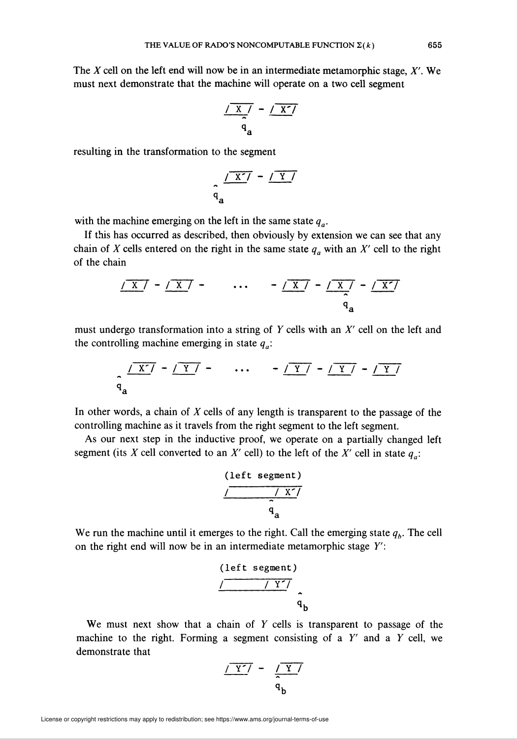The $X$ cell on the left end will now be in an intermediate metamorphic stage, $X'$. We must next demonstrate that the machine will operate on a two cell segment

```
/ X / - / X'/
  ^
  q_a
```

resulting in the transformation to the segment

```
 / X'/ - / Y /
^
q_a
```

with the machine emerging on the left in the same state $q_a$.

If this has occurred as described, then obviously by extension we can see that any chain of $X$ cells entered on the right in the same state $q_a$ with an $X'$ cell to the right of the chain

```
/ X / - / X / -    ...    - / X / - / X / - / X'/
                                      ^
                                      q_a
```

must undergo transformation into a string of $Y$ cells with an $X'$ cell on the left and the controlling machine emerging in state $q_a$:

```
 / X'/ - / Y / -    ...    - / Y / - / Y / - / Y /
^
q_a
```

In other words, a chain of $X$ cells of any length is transparent to the passage of the controlling machine as it travels from the right segment to the left segment.

As our next step in the inductive proof, we operate on a partially changed left segment (its $X$ cell converted to an $X'$ cell) to the left of the $X'$ cell in state $q_a$:

```
(left segment)
/        / X'/
           ^
           q_a
```

We run the machine until it emerges to the right. Call the emerging state $q_b$. The cell on the right end will now be in an intermediate metamorphic stage $Y'$:

```
(left segment)
/        / Y'/
              ^
              q_b
```

We must next show that a chain of $Y$ cells is transparent to passage of the machine to the right. Forming a segment consisting of a $Y'$ and a $Y$ cell, we demonstrate that

```
/ Y'/ - / Y /
          ^
          q_b
```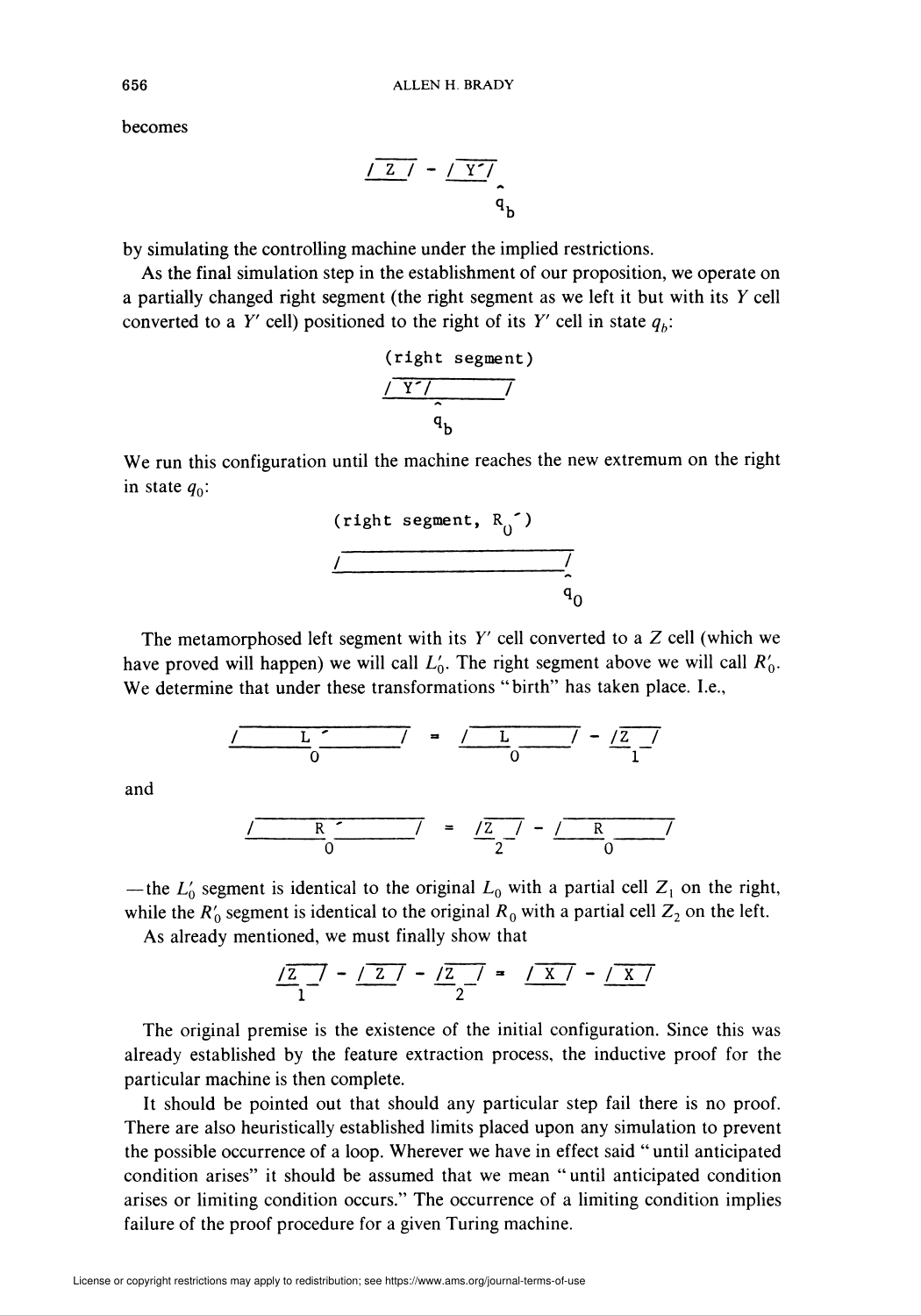becomes

```
/ Z / - / Y′/
            ^
            q_b
```

by simulating the controlling machine under the implied restrictions.

As the final simulation step in the establishment of our proposition, we operate on a partially changed right segment (the right segment as we left it but with its $Y$ cell converted to a $Y'$ cell) positioned to the right of its $Y'$ cell in state $q_b$:

```
(right segment)
/ Y′/          /
    ^
    q_b
```

We run this configuration until the machine reaches the new extremum on the right in state $q_0$:

```
(right segment, R_0′)
/                    /
                     ^
                     q_0
```

The metamorphosed left segment with its $Y'$ cell converted to a $Z$ cell (which we have proved will happen) we will call $L_0'$. The right segment above we will call $R_0'$. We determine that under these transformations "birth" has taken place. I.e.,

$$/\;L_0'\;/ \;=\; /\;L_0\;/ - /Z_1/$$

and

$$/\;R_0'\;/ \;=\; /Z_2/ - /\;R_0\;/$$

—the $L_0'$ segment is identical to the original $L_0$ with a partial cell $Z_1$ on the right, while the $R_0'$ segment is identical to the original $R_0$ with a partial cell $Z_2$ on the left.

As already mentioned, we must finally show that

$$/Z_1/ - /\;Z\;/ - /Z_2/ \;=\; /\;X\;/ - /\;X\;/$$

The original premise is the existence of the initial configuration. Since this was already established by the feature extraction process, the inductive proof for the particular machine is then complete.

It should be pointed out that should any particular step fail there is no proof. There are also heuristically established limits placed upon any simulation to prevent the possible occurrence of a loop. Wherever we have in effect said "until anticipated condition arises" it should be assumed that we mean "until anticipated condition arises or limiting condition occurs." The occurrence of a limiting condition implies failure of the proof procedure for a given Turing machine.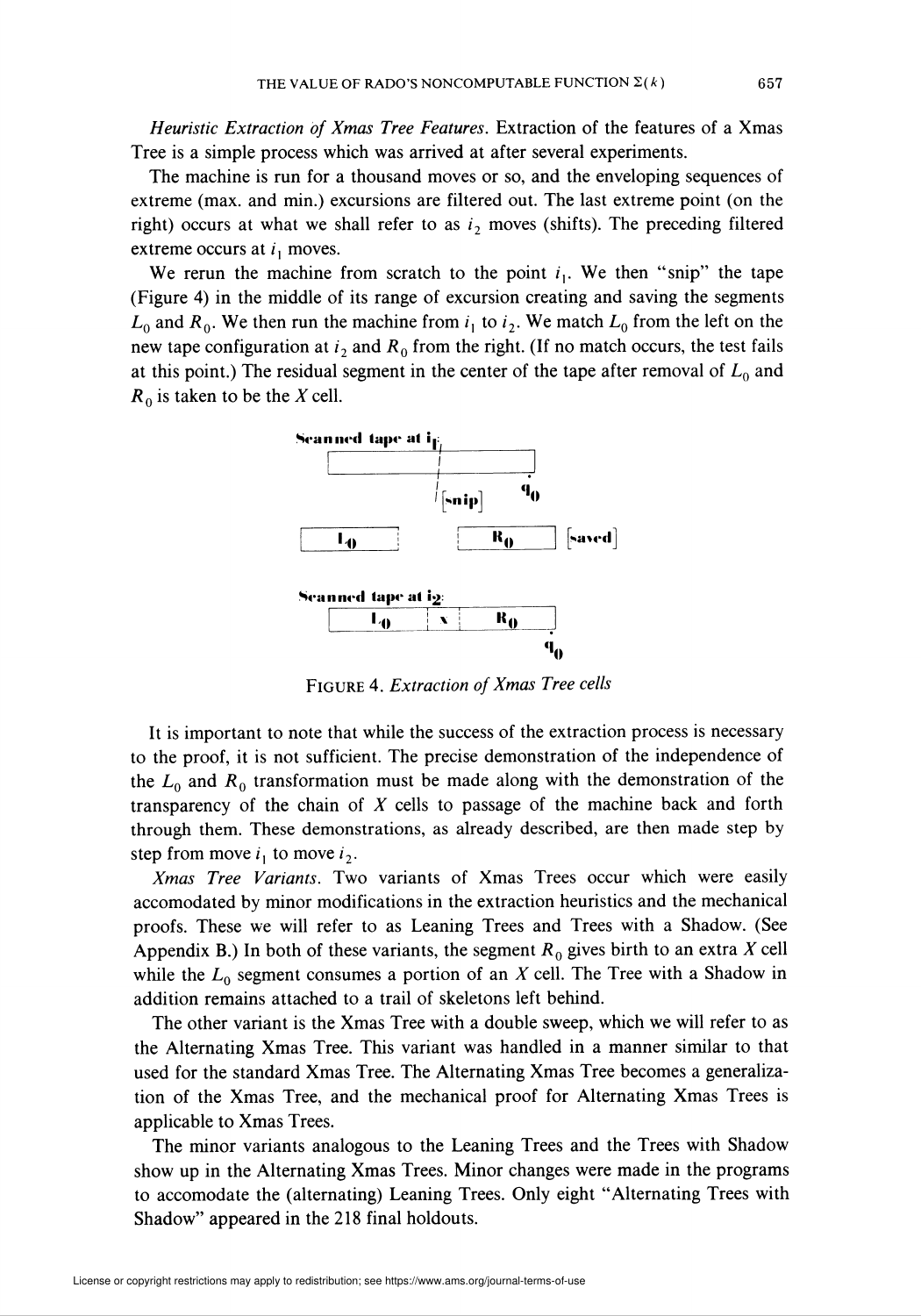*Heuristic Extraction of Xmas Tree Features.* Extraction of the features of a Xmas Tree is a simple process which was arrived at after several experiments.

The machine is run for a thousand moves or so, and the enveloping sequences of extreme (max. and min.) excursions are filtered out. The last extreme point (on the right) occurs at what we shall refer to as $i_2$ moves (shifts). The preceding filtered extreme occurs at $i_1$ moves.

We rerun the machine from scratch to the point $i_1$. We then "snip" the tape (Figure 4) in the middle of its range of excursion creating and saving the segments $L_0$ and $R_0$. We then run the machine from $i_1$ to $i_2$. We match $L_0$ from the left on the new tape configuration at $i_2$ and $R_0$ from the right. (If no match occurs, the test fails at this point.) The residual segment in the center of the tape after removal of $L_0$ and $R_0$ is taken to be the $X$ cell.

Scanned tape at $i_1$:

[snip] $q_0$

$L_0$ $R_0$ [saved]

Scanned tape at $i_2$:

$L_0$ | $X$ | $R_0$

$q_0$

FIGURE 4. *Extraction of Xmas Tree cells*

It is important to note that while the success of the extraction process is necessary to the proof, it is not sufficient. The precise demonstration of the independence of the $L_0$ and $R_0$ transformation must be made along with the demonstration of the transparency of the chain of $X$ cells to passage of the machine back and forth through them. These demonstrations, as already described, are then made step by step from move $i_1$ to move $i_2$.

*Xmas Tree Variants.* Two variants of Xmas Trees occur which were easily accomodated by minor modifications in the extraction heuristics and the mechanical proofs. These we will refer to as Leaning Trees and Trees with a Shadow. (See Appendix B.) In both of these variants, the segment $R_0$ gives birth to an extra $X$ cell while the $L_0$ segment consumes a portion of an $X$ cell. The Tree with a Shadow in addition remains attached to a trail of skeletons left behind.

The other variant is the Xmas Tree with a double sweep, which we will refer to as the Alternating Xmas Tree. This variant was handled in a manner similar to that used for the standard Xmas Tree. The Alternating Xmas Tree becomes a generalization of the Xmas Tree, and the mechanical proof for Alternating Xmas Trees is applicable to Xmas Trees.

The minor variants analogous to the Leaning Trees and the Trees with Shadow show up in the Alternating Xmas Trees. Minor changes were made in the programs to accomodate the (alternating) Leaning Trees. Only eight "Alternating Trees with Shadow" appeared in the 218 final holdouts.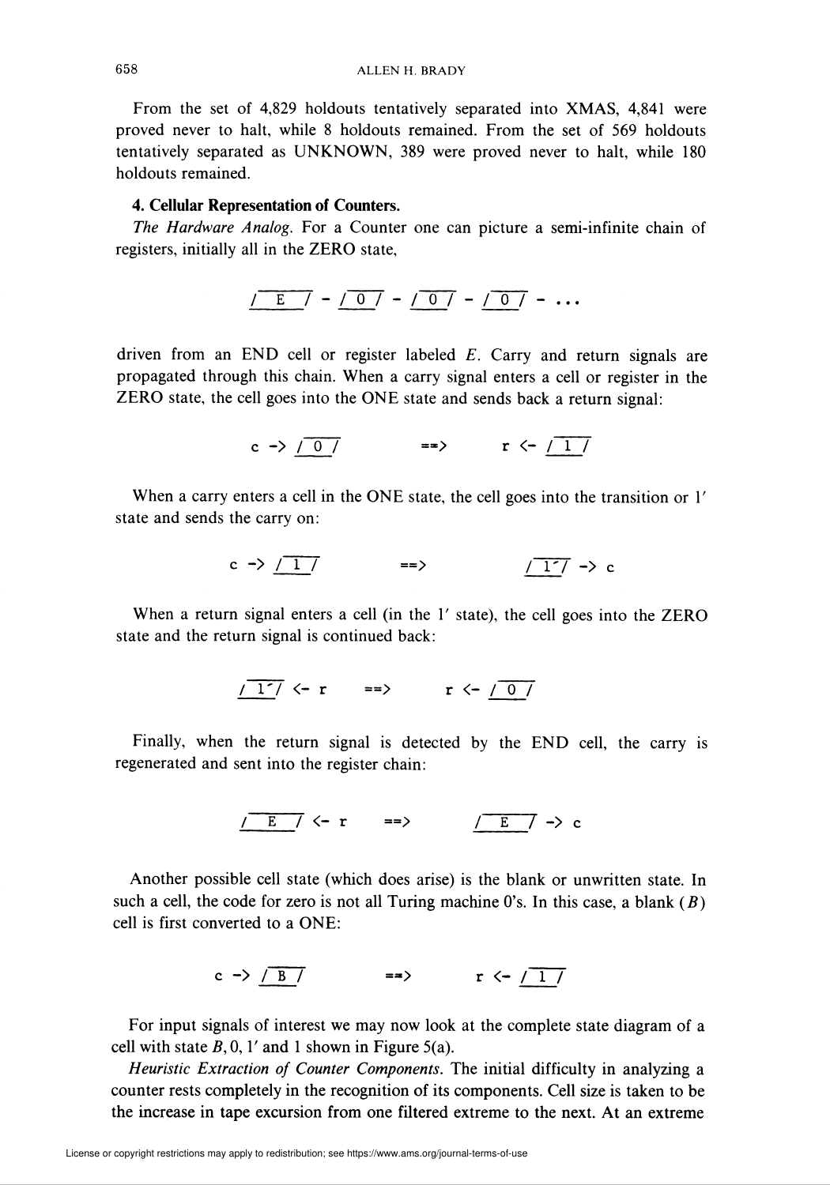From the set of 4,829 holdouts tentatively separated into XMAS, 4,841 were proved never to halt, while 8 holdouts remained. From the set of 569 holdouts tentatively separated as UNKNOWN, 389 were proved never to halt, while 180 holdouts remained.

**4. Cellular Representation of Counters.**

*The Hardware Analog.* For a Counter one can picture a semi-infinite chain of registers, initially all in the ZERO state,

```
/  E  / - / 0 / - / 0 / - / 0 / - ...
```

driven from an END cell or register labeled $E$. Carry and return signals are propagated through this chain. When a carry signal enters a cell or register in the ZERO state, the cell goes into the ONE state and sends back a return signal:

```
c -> / 0 /          ==>        r <- / 1 /
```

When a carry enters a cell in the ONE state, the cell goes into the transition or 1′ state and sends the carry on:

```
c -> / 1 /          ==>        / 1′/ -> c
```

When a return signal enters a cell (in the 1′ state), the cell goes into the ZERO state and the return signal is continued back:

```
/ 1′/ <- r      ==>        r <- / 0 /
```

Finally, when the return signal is detected by the END cell, the carry is regenerated and sent into the register chain:

```
/  E  / <- r      ==>        /  E  / -> c
```

Another possible cell state (which does arise) is the blank or unwritten state. In such a cell, the code for zero is not all Turing machine 0's. In this case, a blank ($B$) cell is first converted to a ONE:

```
c -> / B /          ==>        r <- / 1 /
```

For input signals of interest we may now look at the complete state diagram of a cell with state $B$, 0, 1′ and 1 shown in Figure 5(a).

*Heuristic Extraction of Counter Components.* The initial difficulty in analyzing a counter rests completely in the recognition of its components. Cell size is taken to be the increase in tape excursion from one filtered extreme to the next. At an extreme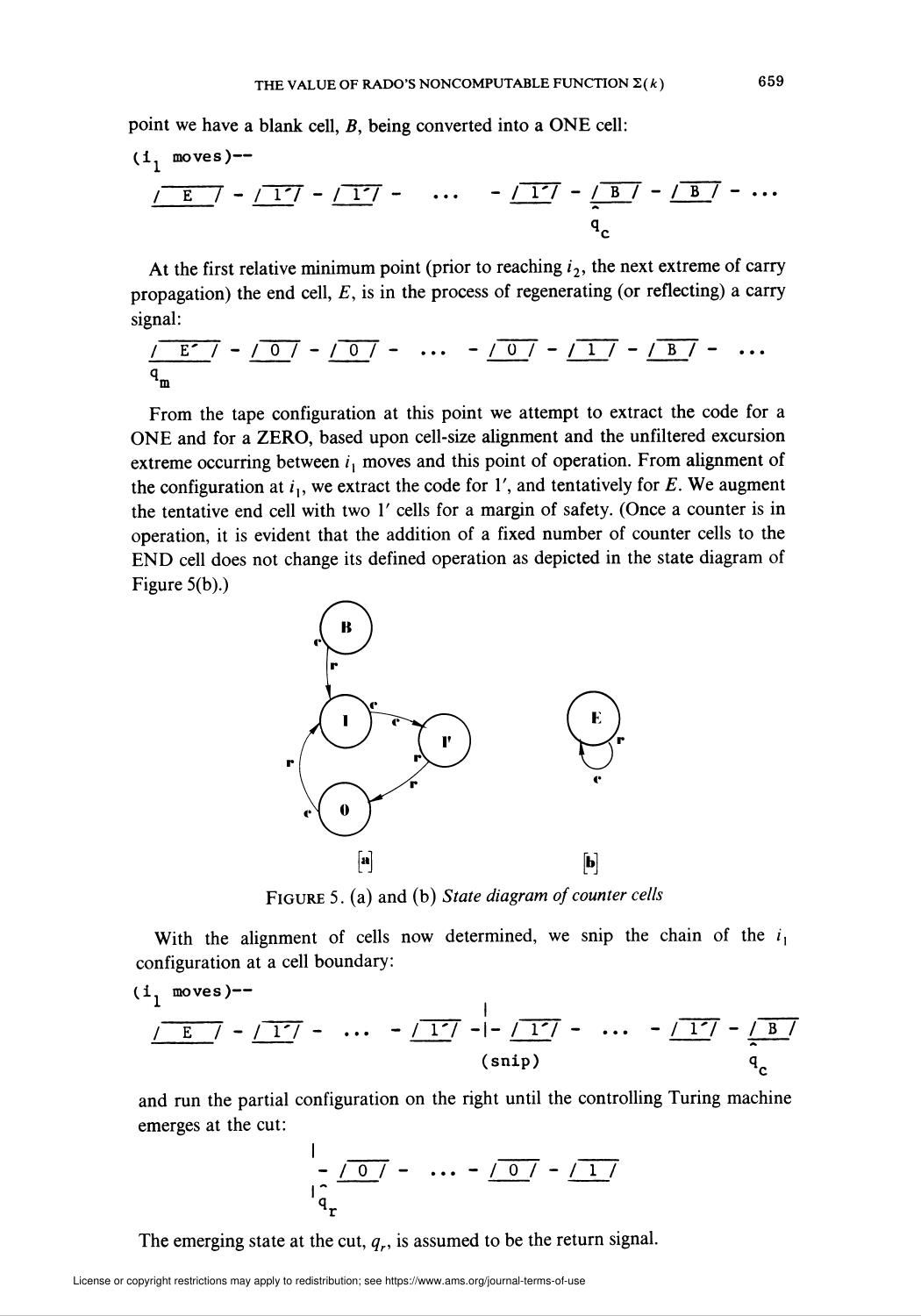point we have a blank cell, $B$, being converted into a ONE cell:

```
(i₁ moves)--
 / E / - / 1′/ - / 1′/ -   ...   - / 1′/ - / B / - / B / - ...
                                            ^
                                            q_c
```

At the first relative minimum point (prior to reaching $i_2$, the next extreme of carry propagation) the end cell, $E$, is in the process of regenerating (or reflecting) a carry signal:

```
 / E′ / - / 0 / - / 0 / -   ...   - / 0 / - / 1 / - / B / -   ...
 q_m
```

From the tape configuration at this point we attempt to extract the code for a ONE and for a ZERO, based upon cell-size alignment and the unfiltered excursion extreme occurring between $i_1$ moves and this point of operation. From alignment of the configuration at $i_1$, we extract the code for $1'$, and tentatively for $E$. We augment the tentative end cell with two $1'$ cells for a margin of safety. (Once a counter is in operation, it is evident that the addition of a fixed number of counter cells to the END cell does not change its defined operation as depicted in the state diagram of Figure 5(b).)

FIGURE 5. (a) and (b) *State diagram of counter cells*

With the alignment of cells now determined, we snip the chain of the $i_1$ configuration at a cell boundary:

```
(i₁ moves)--
                                     |
 / E / - / 1′/ -   ...   - / 1′/ -|- / 1′/ -   ...   - / 1′/ - / B /
                                  (snip)                        ^
                                                                q_c
```

and run the partial configuration on the right until the controlling Turing machine emerges at the cut:

```
 |
 - / 0 / -   ...  - / 0 / - / 1 /
 |^
  q_r
```

The emerging state at the cut, $q_r$, is assumed to be the return signal.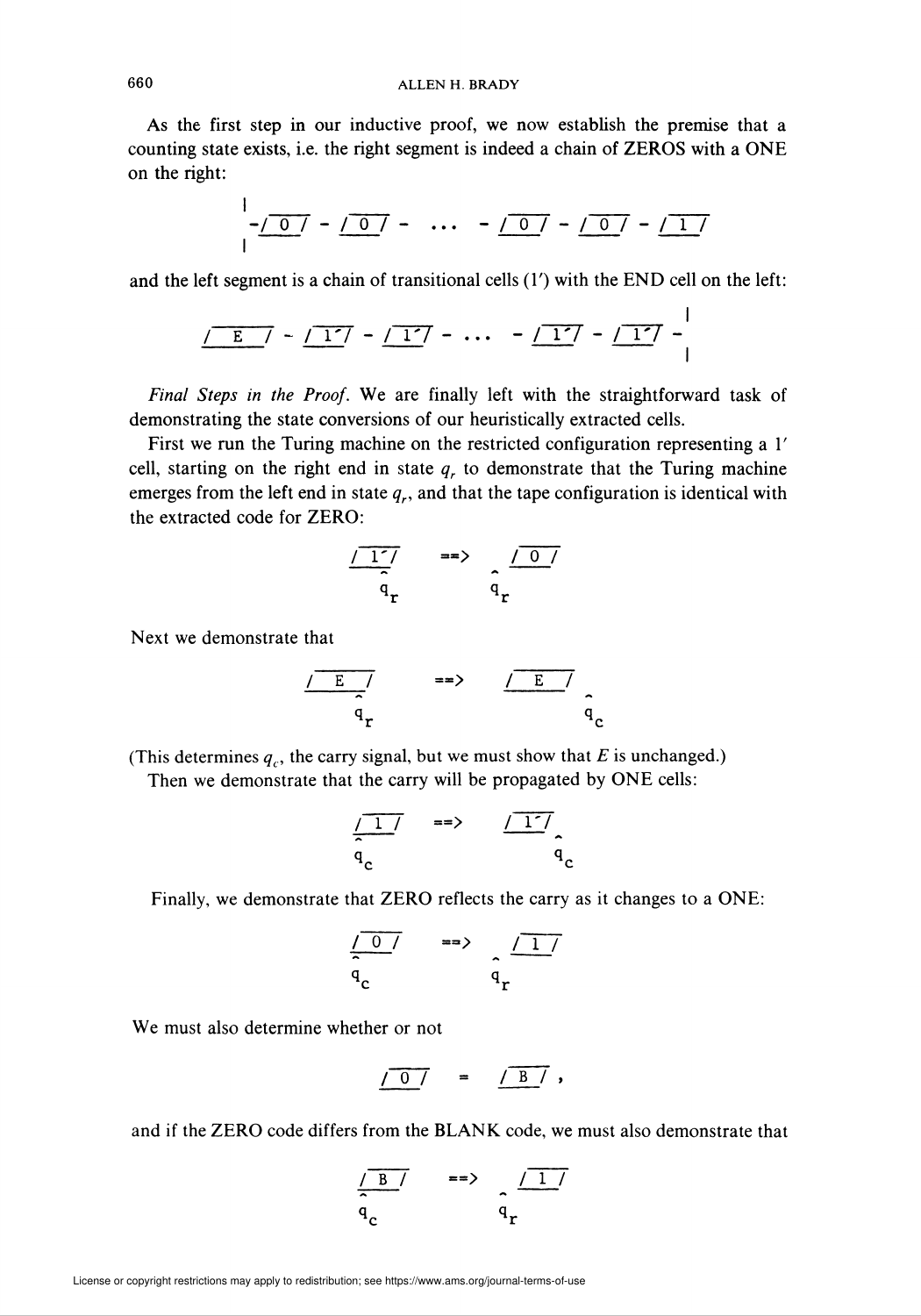As the first step in our inductive proof, we now establish the premise that a counting state exists, i.e. the right segment is indeed a chain of ZEROS with a ONE on the right:

```
|
-/ 0 / - / 0 / -  ...  - / 0 / - / 0 / - / 1 /
|
```

and the left segment is a chain of transitional cells (1′) with the END cell on the left:

```
                                                  |
/ E / - / 1′/ - / 1′/ -  ...  - / 1′/ - / 1′/ -
                                                  |
```

*Final Steps in the Proof.* We are finally left with the straightforward task of demonstrating the state conversions of our heuristically extracted cells.

First we run the Turing machine on the restricted configuration representing a 1′ cell, starting on the right end in state $q_r$ to demonstrate that the Turing machine emerges from the left end in state $q_r$, and that the tape configuration is identical with the extracted code for ZERO:

```
/ 1′/     ==>    / 0 /
    ^           ^
    q_r         q_r
```

Next we demonstrate that

```
/ E /     ==>    / E /
    ^                 ^
    q_r               q_c
```

(This determines $q_c$, the carry signal, but we must show that $E$ is unchanged.)

Then we demonstrate that the carry will be propagated by ONE cells:

```
/ 1 /     ==>    / 1′/
^                     ^
q_c                   q_c
```

Finally, we demonstrate that ZERO reflects the carry as it changes to a ONE:

```
/ 0 /     ==>    / 1 /
^               ^
q_c             q_r
```

We must also determine whether or not

```
/ 0 /  =  / B / ,
```

and if the ZERO code differs from the BLANK code, we must also demonstrate that

```
/ B /     ==>    / 1 /
^               ^
q_c             q_r
```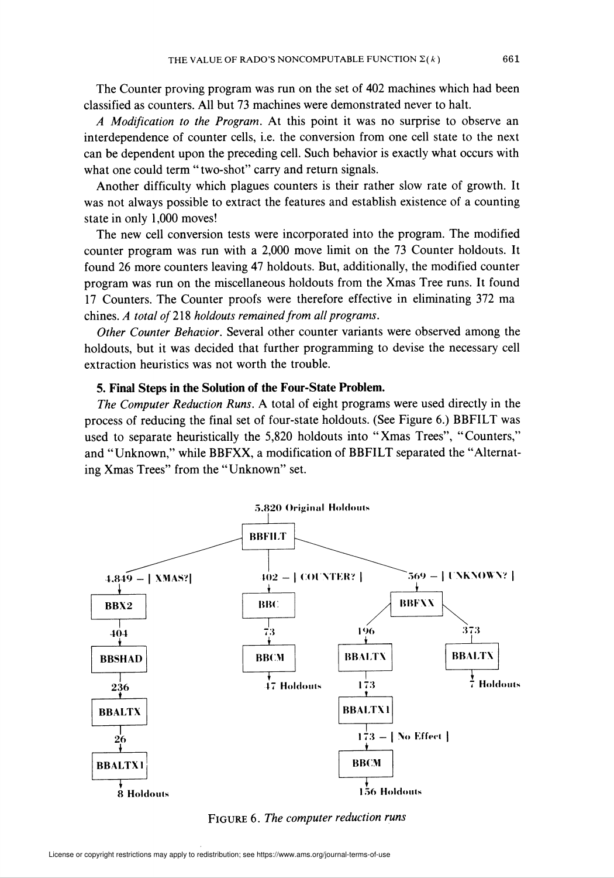The Counter proving program was run on the set of 402 machines which had been classified as counters. All but 73 machines were demonstrated never to halt.

*A Modification to the Program*. At this point it was no surprise to observe an interdependence of counter cells, i.e. the conversion from one cell state to the next can be dependent upon the preceding cell. Such behavior is exactly what occurs with what one could term "two-shot" carry and return signals.

Another difficulty which plagues counters is their rather slow rate of growth. It was not always possible to extract the features and establish existence of a counting state in only 1,000 moves!

The new cell conversion tests were incorporated into the program. The modified counter program was run with a 2,000 move limit on the 73 Counter holdouts. It found 26 more counters leaving 47 holdouts. But, additionally, the modified counter program was run on the miscellaneous holdouts from the Xmas Tree runs. It found 17 Counters. The Counter proofs were therefore effective in eliminating 372 machines. *A total of* 218 *holdouts remained from all programs*.

*Other Counter Behavior*. Several other counter variants were observed among the holdouts, but it was decided that further programming to devise the necessary cell extraction heuristics was not worth the trouble.

## 5. Final Steps in the Solution of the Four-State Problem.

*The Computer Reduction Runs*. A total of eight programs were used directly in the process of reducing the final set of four-state holdouts. (See Figure 6.) BBFILT was used to separate heuristically the 5,820 holdouts into "Xmas Trees", "Counters," and "Unknown," while BBFXX, a modification of BBFILT separated the "Alternating Xmas Trees" from the "Unknown" set.

```
                              5,820 Original Holdouts
                                       |
                                    BBFILT
              _________________________|_________________________
             |                         |                         |
     4,849 – | XMAS?|          402 – | COUNTER? |        569 – | UNKNOWN? |
             |                         |                         |
           BBX2                       BBC                      BBFXX
             |                         |                  _______|_______
            404                        73                |               |
             |                         |                196             373
          BBSHAD                     BBCM                |               |
             |                         |              BBALTX          BBALTX
            236                   47 Holdouts            |               |
             |                                          173          7 Holdouts
          BBALTX                                         |
             |                                        BBALTX1
            26                                           |
             |                                  173 – | No Effect |
          BBALTX1                                        |
             |                                         BBCM
        8 Holdouts                                       |
                                                   156 Holdouts
```

FIGURE 6. *The computer reduction runs*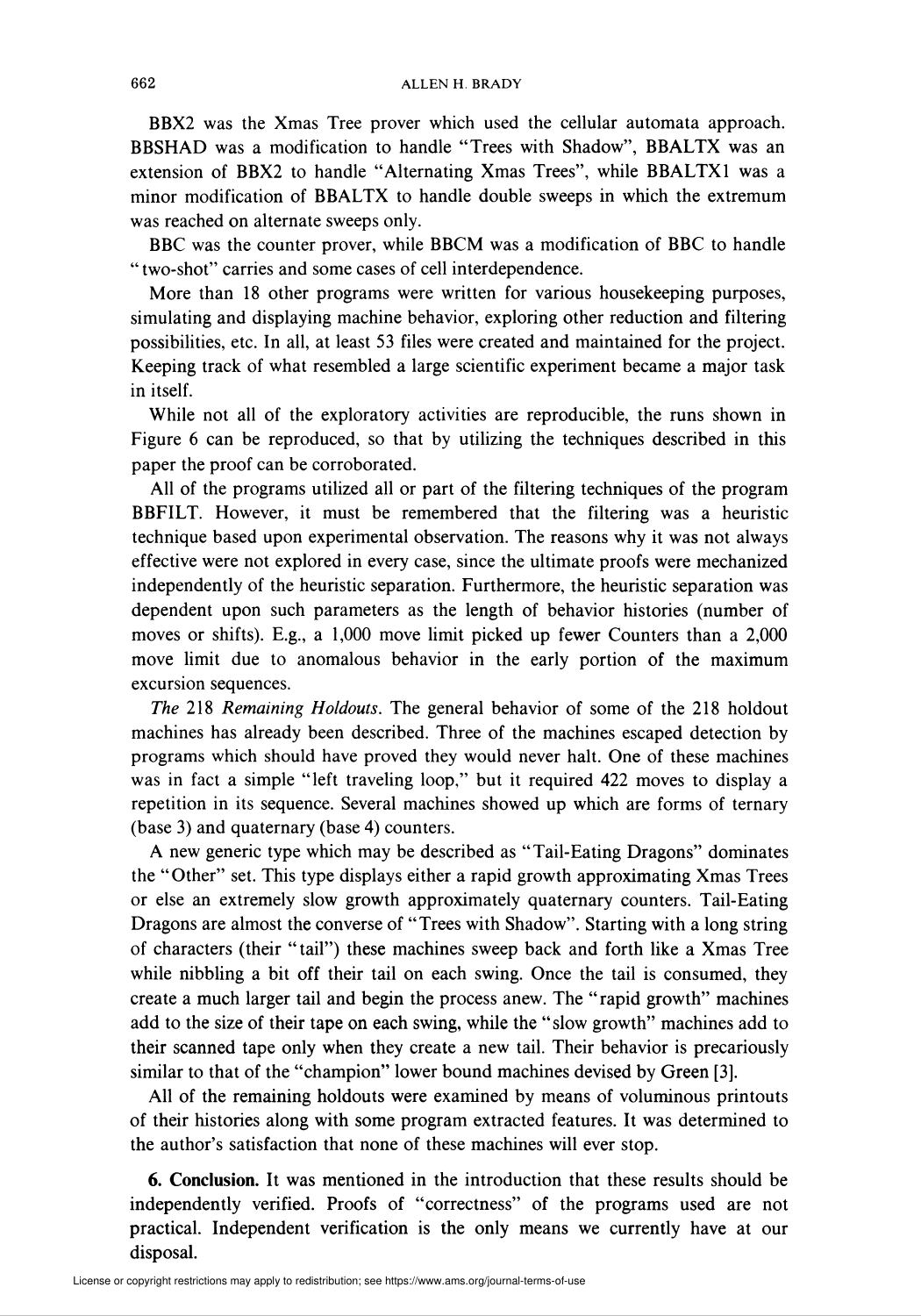BBX2 was the Xmas Tree prover which used the cellular automata approach. BBSHAD was a modification to handle "Trees with Shadow", BBALTX was an extension of BBX2 to handle "Alternating Xmas Trees", while BBALTX1 was a minor modification of BBALTX to handle double sweeps in which the extremum was reached on alternate sweeps only.

BBC was the counter prover, while BBCM was a modification of BBC to handle "two-shot" carries and some cases of cell interdependence.

More than 18 other programs were written for various housekeeping purposes, simulating and displaying machine behavior, exploring other reduction and filtering possibilities, etc. In all, at least 53 files were created and maintained for the project. Keeping track of what resembled a large scientific experiment became a major task in itself.

While not all of the exploratory activities are reproducible, the runs shown in Figure 6 can be reproduced, so that by utilizing the techniques described in this paper the proof can be corroborated.

All of the programs utilized all or part of the filtering techniques of the program BBFILT. However, it must be remembered that the filtering was a heuristic technique based upon experimental observation. The reasons why it was not always effective were not explored in every case, since the ultimate proofs were mechanized independently of the heuristic separation. Furthermore, the heuristic separation was dependent upon such parameters as the length of behavior histories (number of moves or shifts). E.g., a 1,000 move limit picked up fewer Counters than a 2,000 move limit due to anomalous behavior in the early portion of the maximum excursion sequences.

*The* 218 *Remaining Holdouts*. The general behavior of some of the 218 holdout machines has already been described. Three of the machines escaped detection by programs which should have proved they would never halt. One of these machines was in fact a simple "left traveling loop," but it required 422 moves to display a repetition in its sequence. Several machines showed up which are forms of ternary (base 3) and quaternary (base 4) counters.

A new generic type which may be described as "Tail-Eating Dragons" dominates the "Other" set. This type displays either a rapid growth approximating Xmas Trees or else an extremely slow growth approximately quaternary counters. Tail-Eating Dragons are almost the converse of "Trees with Shadow". Starting with a long string of characters (their "tail") these machines sweep back and forth like a Xmas Tree while nibbling a bit off their tail on each swing. Once the tail is consumed, they create a much larger tail and begin the process anew. The "rapid growth" machines add to the size of their tape on each swing, while the "slow growth" machines add to their scanned tape only when they create a new tail. Their behavior is precariously similar to that of the "champion" lower bound machines devised by Green [3].

All of the remaining holdouts were examined by means of voluminous printouts of their histories along with some program extracted features. It was determined to the author's satisfaction that none of these machines will ever stop.

**6. Conclusion.** It was mentioned in the introduction that these results should be independently verified. Proofs of "correctness" of the programs used are not practical. Independent verification is the only means we currently have at our disposal.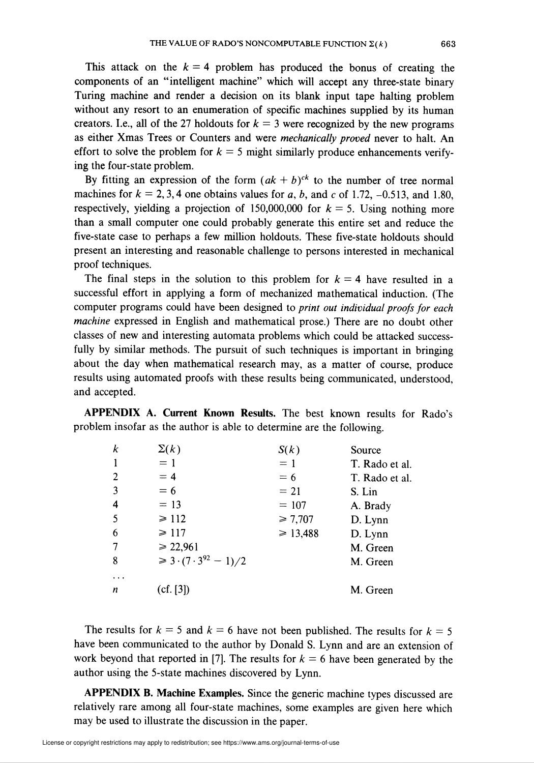This attack on the $k = 4$ problem has produced the bonus of creating the components of an "intelligent machine" which will accept any three-state binary Turing machine and render a decision on its blank input tape halting problem without any resort to an enumeration of specific machines supplied by its human creators. I.e., all of the 27 holdouts for $k = 3$ were recognized by the new programs as either Xmas Trees or Counters and were *mechanically proved* never to halt. An effort to solve the problem for $k = 5$ might similarly produce enhancements verifying the four-state problem.

By fitting an expression of the form $(ak + b)^{ck}$ to the number of tree normal machines for $k = 2, 3, 4$ one obtains values for $a$, $b$, and $c$ of 1.72, −0.513, and 1.80, respectively, yielding a projection of 150,000,000 for $k = 5$. Using nothing more than a small computer one could probably generate this entire set and reduce the five-state case to perhaps a few million holdouts. These five-state holdouts should present an interesting and reasonable challenge to persons interested in mechanical proof techniques.

The final steps in the solution to this problem for $k = 4$ have resulted in a successful effort in applying a form of mechanized mathematical induction. (The computer programs could have been designed to *print out individual proofs for each machine* expressed in English and mathematical prose.) There are no doubt other classes of new and interesting automata problems which could be attacked successfully by similar methods. The pursuit of such techniques is important in bringing about the day when mathematical research may, as a matter of course, produce results using automated proofs with these results being communicated, understood, and accepted.

**APPENDIX A. Current Known Results.** The best known results for Rado's problem insofar as the author is able to determine are the following.

| $k$ | $\Sigma(k)$ | $S(k)$ | Source |
|---|---|---|---|
| 1 | $= 1$ | $= 1$ | T. Rado et al. |
| 2 | $= 4$ | $= 6$ | T. Rado et al. |
| 3 | $= 6$ | $= 21$ | S. Lin |
| 4 | $= 13$ | $= 107$ | A. Brady |
| 5 | $\geqslant 112$ | $\geqslant 7{,}707$ | D. Lynn |
| 6 | $\geqslant 117$ | $\geqslant 13{,}488$ | D. Lynn |
| 7 | $\geqslant 22{,}961$ | | M. Green |
| 8 | $\geqslant 3 \cdot (7 \cdot 3^{92} - 1)/2$ | | M. Green |
| ... | | | |
| $n$ | (cf. [3]) | | M. Green |

The results for $k = 5$ and $k = 6$ have not been published. The results for $k = 5$ have been communicated to the author by Donald S. Lynn and are an extension of work beyond that reported in [7]. The results for $k = 6$ have been generated by the author using the 5-state machines discovered by Lynn.

**APPENDIX B. Machine Examples.** Since the generic machine types discussed are relatively rare among all four-state machines, some examples are given here which may be used to illustrate the discussion in the paper.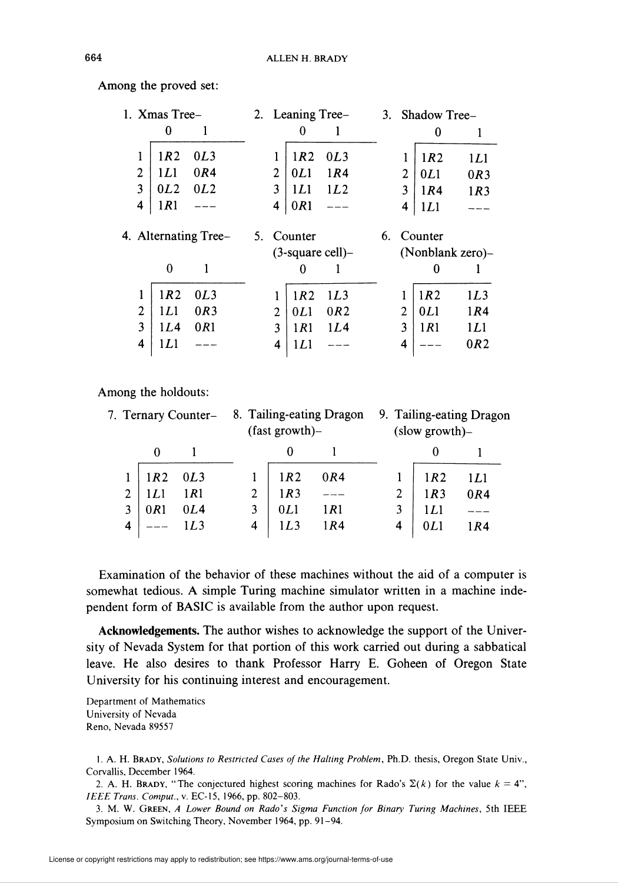Among the proved set:

1. Xmas Tree–

| | 0 | 1 |
|---|---|---|
| 1 | $1R2$ | $0L3$ |
| 2 | $1L1$ | $0R4$ |
| 3 | $0L2$ | $0L2$ |
| 4 | $1R1$ | --- |

2. Leaning Tree–

| | 0 | 1 |
|---|---|---|
| 1 | $1R2$ | $0L3$ |
| 2 | $0L1$ | $1R4$ |
| 3 | $1L1$ | $1L2$ |
| 4 | $0R1$ | --- |

3. Shadow Tree–

| | 0 | 1 |
|---|---|---|
| 1 | $1R2$ | $1L1$ |
| 2 | $0L1$ | $0R3$ |
| 3 | $1R4$ | $1R3$ |
| 4 | $1L1$ | --- |

4. Alternating Tree–

| | 0 | 1 |
|---|---|---|
| 1 | $1R2$ | $0L3$ |
| 2 | $1L1$ | $0R3$ |
| 3 | $1L4$ | $0R1$ |
| 4 | $1L1$ | --- |

5. Counter (3-square cell)–

| | 0 | 1 |
|---|---|---|
| 1 | $1R2$ | $1L3$ |
| 2 | $0L1$ | $0R2$ |
| 3 | $1R1$ | $1L4$ |
| 4 | $1L1$ | --- |

6. Counter (Nonblank zero)–

| | 0 | 1 |
|---|---|---|
| 1 | $1R2$ | $1L3$ |
| 2 | $0L1$ | $1R4$ |
| 3 | $1R1$ | $1L1$ |
| 4 | --- | $0R2$ |

Among the holdouts:

7. Ternary Counter–

| | 0 | 1 |
|---|---|---|
| 1 | $1R2$ | $0L3$ |
| 2 | $1L1$ | $1R1$ |
| 3 | $0R1$ | $0L4$ |
| 4 | --- | $1L3$ |

8. Tailing-eating Dragon (fast growth)–

| | 0 | 1 |
|---|---|---|
| 1 | $1R2$ | $0R4$ |
| 2 | $1R3$ | --- |
| 3 | $0L1$ | $1R1$ |
| 4 | $1L3$ | $1R4$ |

9. Tailing-eating Dragon (slow growth)–

| | 0 | 1 |
|---|---|---|
| 1 | $1R2$ | $1L1$ |
| 2 | $1R3$ | $0R4$ |
| 3 | $1L1$ | --- |
| 4 | $0L1$ | $1R4$ |

Examination of the behavior of these machines without the aid of a computer is somewhat tedious. A simple Turing machine simulator written in a machine independent form of BASIC is available from the author upon request.

**Acknowledgements.** The author wishes to acknowledge the support of the University of Nevada System for that portion of this work carried out during a sabbatical leave. He also desires to thank Professor Harry E. Goheen of Oregon State University for his continuing interest and encouragement.

Department of Mathematics
University of Nevada
Reno, Nevada 89557

1. A. H. Brady, *Solutions to Restricted Cases of the Halting Problem*, Ph.D. thesis, Oregon State Univ., Corvallis, December 1964.

2. A. H. Brady, "The conjectured highest scoring machines for Rado's $\Sigma(k)$ for the value $k = 4$", *IEEE Trans. Comput.*, v. EC-15, 1966, pp. 802–803.

3. M. W. Green, *A Lower Bound on Rado's Sigma Function for Binary Turing Machines*, 5th IEEE Symposium on Switching Theory, November 1964, pp. 91–94.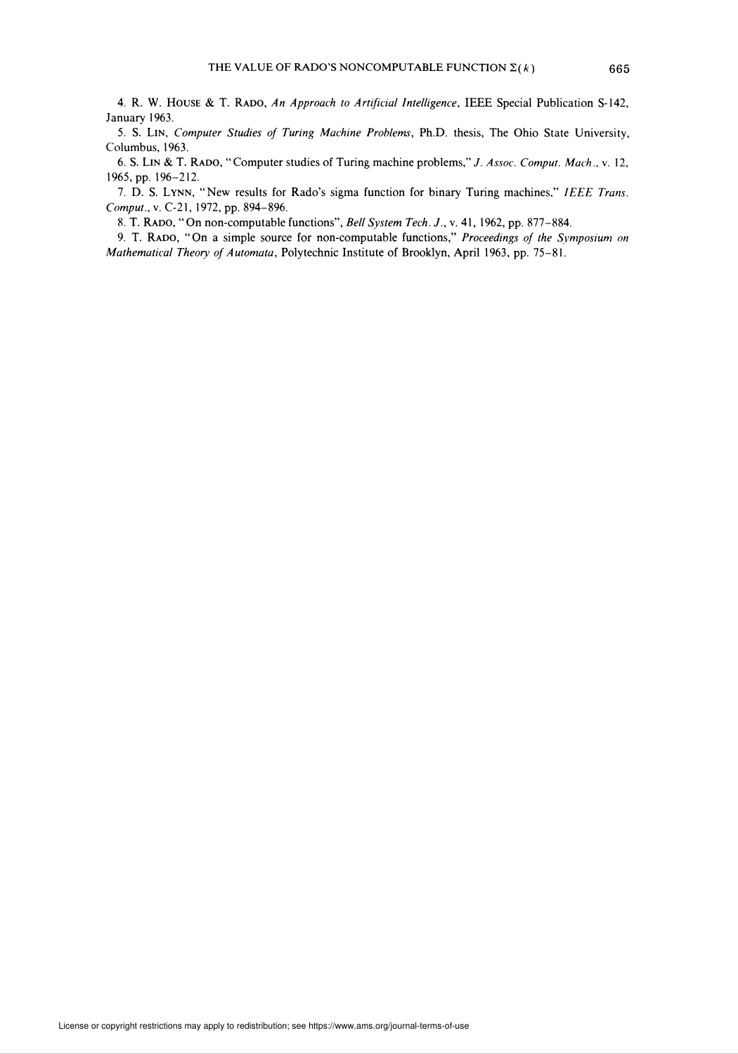4. R. W. House & T. Rado, *An Approach to Artificial Intelligence*, IEEE Special Publication S-142, January 1963.

5. S. Lin, *Computer Studies of Turing Machine Problems*, Ph.D. thesis, The Ohio State University, Columbus, 1963.

6. S. Lin & T. Rado, "Computer studies of Turing machine problems," *J. Assoc. Comput. Mach.*, v. 12, 1965, pp. 196–212.

7. D. S. Lynn, "New results for Rado's sigma function for binary Turing machines," *IEEE Trans. Comput.*, v. C-21, 1972, pp. 894–896.

8. T. Rado, "On non-computable functions", *Bell System Tech. J.*, v. 41, 1962, pp. 877–884.

9. T. Rado, "On a simple source for non-computable functions," *Proceedings of the Symposium on Mathematical Theory of Automata*, Polytechnic Institute of Brooklyn, April 1963, pp. 75–81.